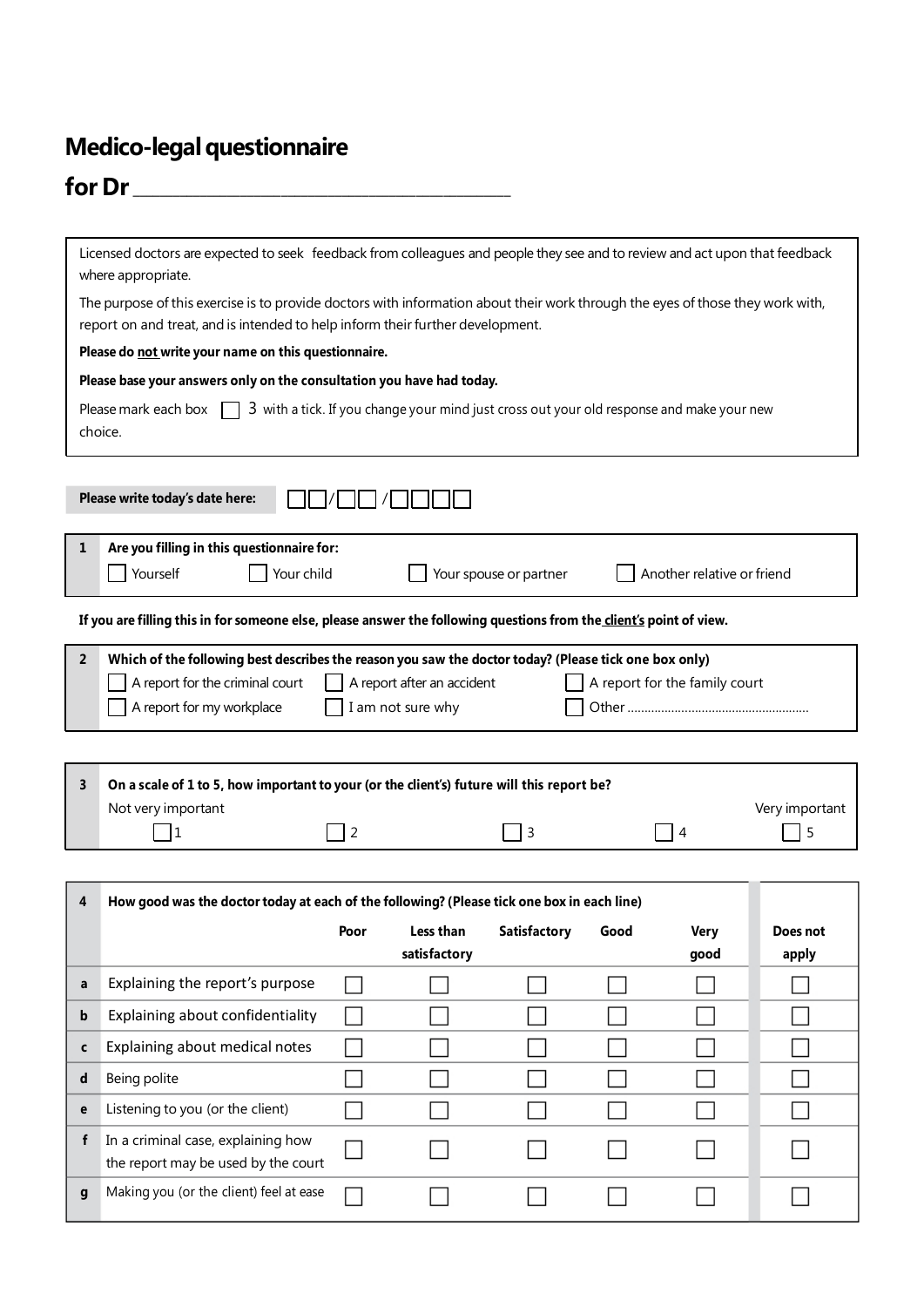# Medico-legal questionnaire

## for Dr ___________________________________________

Licensed doctors are expected to seek feedback from colleagues and people they see and to review and act upon that feedback where appropriate.

The purpose of this exercise is to provide doctors with information about their work through the eyes of those they work with, report on and treat, and is intended to help inform their further development.

**Please do not write your name on this questionnaire.**

**Please base your answers only on the consultation you have had today.**

Please mark each box ☐ 3 with a tick. If you change your mind just cross out your old response and make your new choice.

**Please write today's date here:** ☐☐ / ☐☐ / ☐☐☐☐

**1 Are you filling in this questionnaire for:**

☐ Yourself ☐ Your child ☐ Your spouse or partner ☐ Another relative or friend

**If you are filling this in for someone else, please answer the following questions from the client's point of view.**

**2 Which of the following best describes the reason you saw the doctor today? (Please tick one box only)**

☐ A report for the criminal court ☐ A report after an accident ☐ A report for the family court

☐ A report for my workplace ☐ I am not sure why ☐ Other ..................................................

**3 On a scale of 1 to 5, how important to your (or the client's) future will this report be?**

Not very important — Very important

☐ 1 ☐ 2 ☐ 3 ☐ 4 ☐ 5

**4 How good was the doctor today at each of the following? (Please tick one box in each line)**

| | | Poor | Less than satisfactory | Satisfactory | Good | Very good | Does not apply |
|---|---|---|---|---|---|---|---|
| a | Explaining the report's purpose | ☐ | ☐ | ☐ | ☐ | ☐ | ☐ |
| b | Explaining about confidentiality | ☐ | ☐ | ☐ | ☐ | ☐ | ☐ |
| c | Explaining about medical notes | ☐ | ☐ | ☐ | ☐ | ☐ | ☐ |
| d | Being polite | ☐ | ☐ | ☐ | ☐ | ☐ | ☐ |
| e | Listening to you (or the client) | ☐ | ☐ | ☐ | ☐ | ☐ | ☐ |
| f | In a criminal case, explaining how the report may be used by the court | ☐ | ☐ | ☐ | ☐ | ☐ | ☐ |
| g | Making you (or the client) feel at ease | ☐ | ☐ | ☐ | ☐ | ☐ | ☐ |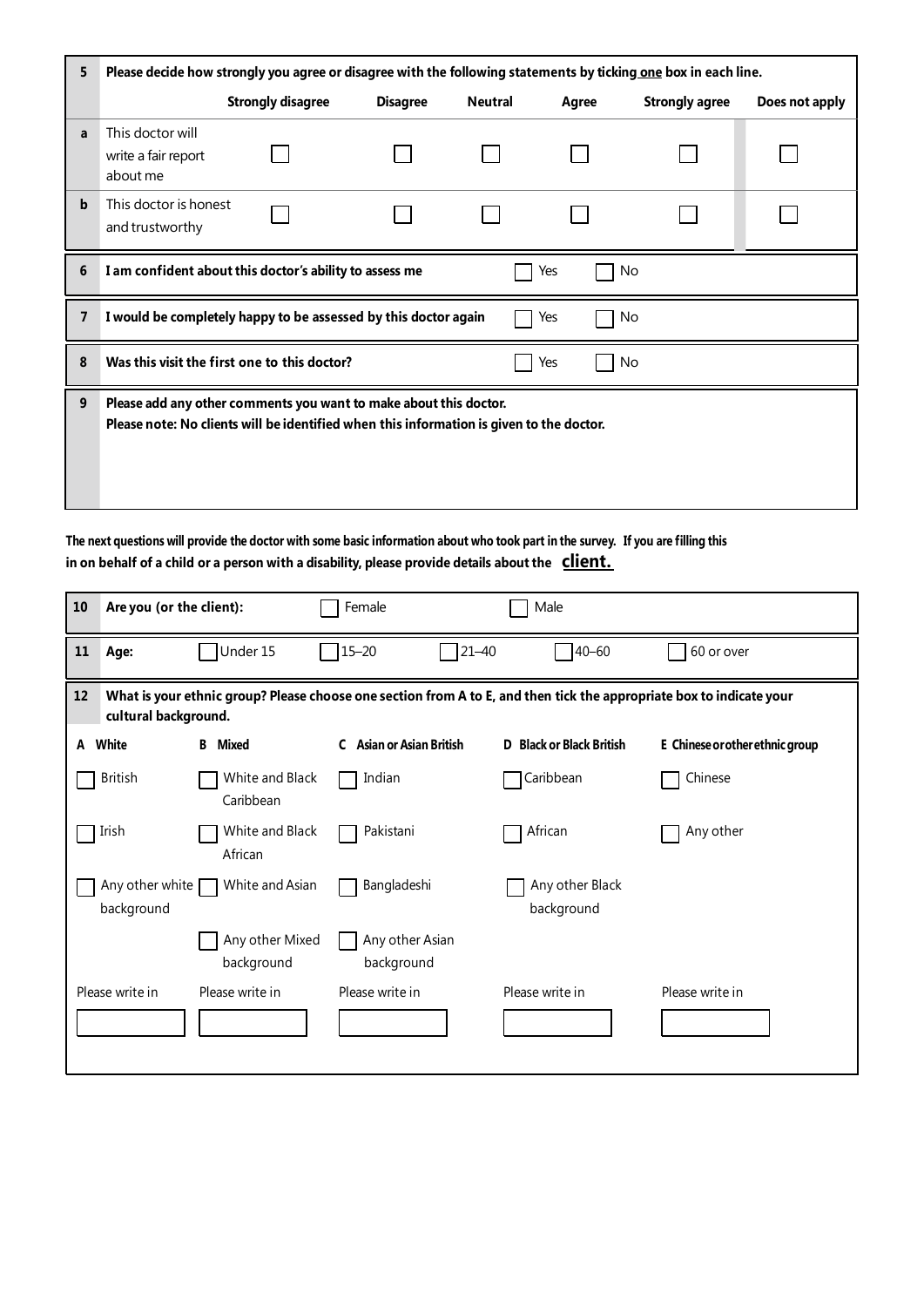| 5 | Please decide how strongly you agree or disagree with the following statements by ticking **one** box in each line. | | | | | |
|---|---|---|---|---|---|---|
| | | **Strongly disagree** | **Disagree** | **Neutral** | **Agree** | **Strongly agree** | **Does not apply** |
| **a** | This doctor will write a fair report about me | ☐ | ☐ | ☐ | ☐ | ☐ | ☐ |
| **b** | This doctor is honest and trustworthy | ☐ | ☐ | ☐ | ☐ | ☐ | ☐ |

| | | | |
|---|---|---|---|
| **6** | **I am confident about this doctor's ability to assess me** | ☐ Yes | ☐ No |
| **7** | **I would be completely happy to be assessed by this doctor again** | ☐ Yes | ☐ No |
| **8** | **Was this visit the first one to this doctor?** | ☐ Yes | ☐ No |

**9** **Please add any other comments you want to make about this doctor.**
**Please note: No clients will be identified when this information is given to the doctor.**

**The next questions will provide the doctor with some basic information about who took part in the survey. If you are filling this in on behalf of a child or a person with a disability, please provide details about the client.**

| | | | | | | |
|---|---|---|---|---|---|---|
| **10** | **Are you (or the client):** | ☐ Female | ☐ Male | | | |
| **11** | **Age:** | ☐ Under 15 | ☐ 15–20 | ☐ 21–40 | ☐ 40–60 | ☐ 60 or over |

**12** **What is your ethnic group? Please choose one section from A to E, and then tick the appropriate box to indicate your cultural background.**

| **A White** | **B Mixed** | **C Asian or Asian British** | **D Black or Black British** | **E Chinese or other ethnic group** |
|---|---|---|---|---|
| ☐ British | ☐ White and Black Caribbean | ☐ Indian | ☐ Caribbean | ☐ Chinese |
| ☐ Irish | ☐ White and Black African | ☐ Pakistani | ☐ African | ☐ Any other |
| ☐ Any other white background | ☐ White and Asian | ☐ Bangladeshi | ☐ Any other Black background | |
| | ☐ Any other Mixed background | ☐ Any other Asian background | | |
| Please write in | Please write in | Please write in | Please write in | Please write in |